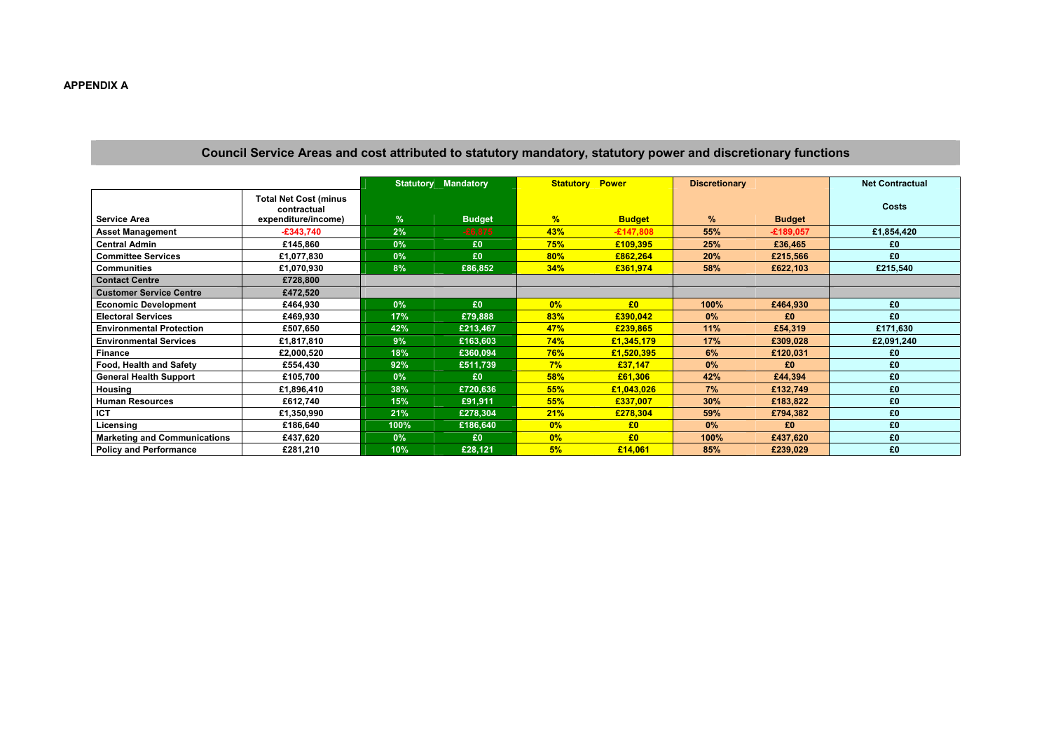**APPENDIX A**

## Council Service Areas and cost attributed to statutory mandatory, statutory power and discretionary functions

| Service Area | Total Net Cost (minus contractual expenditure/income) | Statutory Mandatory | | Statutory Power | | Discretionary | | Net Contractual Costs |
|---|---|---|---|---|---|---|---|---|
| | | % | Budget | % | Budget | % | Budget | |
| Asset Management | -£343,740 | 2% | -£6,875 | 43% | -£147,808 | 55% | -£189,057 | £1,854,420 |
| Central Admin | £145,860 | 0% | £0 | 75% | £109,395 | 25% | £36,465 | £0 |
| Committee Services | £1,077,830 | 0% | £0 | 80% | £862,264 | 20% | £215,566 | £0 |
| Communities | £1,070,930 | 8% | £86,852 | 34% | £361,974 | 58% | £622,103 | £215,540 |
| Contact Centre | £728,800 | | | | | | | |
| Customer Service Centre | £472,520 | | | | | | | |
| Economic Development | £464,930 | 0% | £0 | 0% | £0 | 100% | £464,930 | £0 |
| Electoral Services | £469,930 | 17% | £79,888 | 83% | £390,042 | 0% | £0 | £0 |
| Environmental Protection | £507,650 | 42% | £213,467 | 47% | £239,865 | 11% | £54,319 | £171,630 |
| Environmental Services | £1,817,810 | 9% | £163,603 | 74% | £1,345,179 | 17% | £309,028 | £2,091,240 |
| Finance | £2,000,520 | 18% | £360,094 | 76% | £1,520,395 | 6% | £120,031 | £0 |
| Food, Health and Safety | £554,430 | 92% | £511,739 | 7% | £37,147 | 0% | £0 | £0 |
| General Health Support | £105,700 | 0% | £0 | 58% | £61,306 | 42% | £44,394 | £0 |
| Housing | £1,896,410 | 38% | £720,636 | 55% | £1,043,026 | 7% | £132,749 | £0 |
| Human Resources | £612,740 | 15% | £91,911 | 55% | £337,007 | 30% | £183,822 | £0 |
| ICT | £1,350,990 | 21% | £278,304 | 21% | £278,304 | 59% | £794,382 | £0 |
| Licensing | £186,640 | 100% | £186,640 | 0% | £0 | 0% | £0 | £0 |
| Marketing and Communications | £437,620 | 0% | £0 | 0% | £0 | 100% | £437,620 | £0 |
| Policy and Performance | £281,210 | 10% | £28,121 | 5% | £14,061 | 85% | £239,029 | £0 |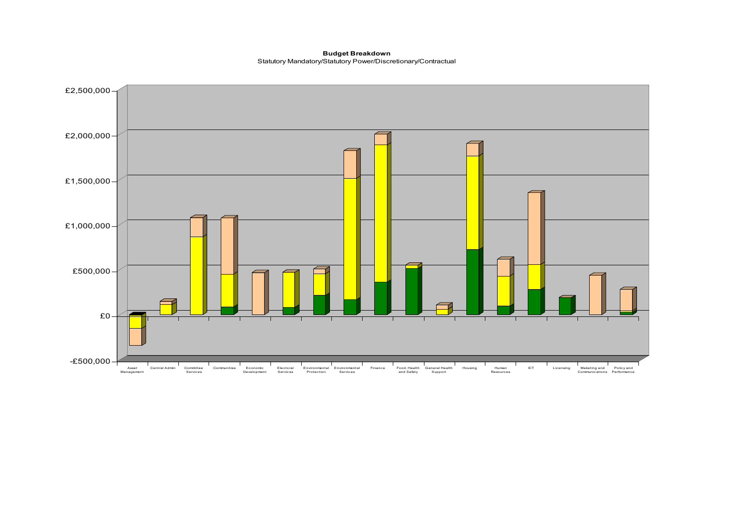**Budget Breakdown**

Statutory Mandatory/Statutory Power/Discretionary/Contractual

£2,500,000
£2,000,000
£1,500,000
£1,000,000
£500,000
£0
-£500,000

Asset Management
Central Admin
Committee Services
Communities
Economic Development
Electoral Services
Environmental Protection
Environmental Services
Finance
Food, Health and Safety
General Health Support
Housing
Human Resources
ICT
Licensing
Maketing and Communications
Policy and Performance